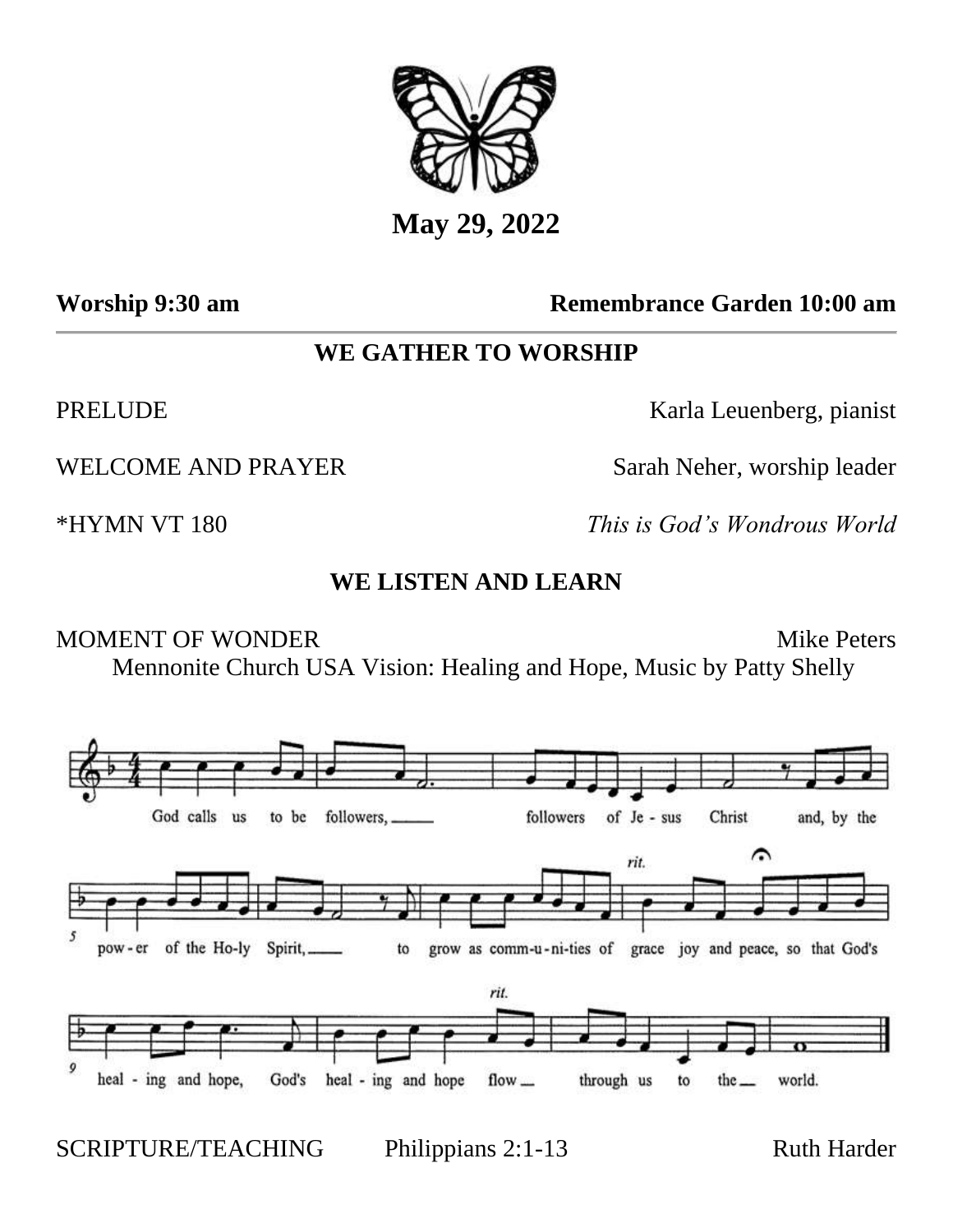**May 29, 2022**

**Worship 9:30 am** **Remembrance Garden 10:00 am**

## WE GATHER TO WORSHIP

PRELUDE Karla Leuenberg, pianist

WELCOME AND PRAYER Sarah Neher, worship leader

*HYMN VT 180 *This is God's Wondrous World*

## WE LISTEN AND LEARN

MOMENT OF WONDER Mike Peters

Mennonite Church USA Vision: Healing and Hope, Music by Patty Shelly

God calls us to be followers, followers of Je - sus Christ and, by the pow - er of the Ho-ly Spirit, to grow as comm-u-ni-ties of grace joy and peace, so that God's heal - ing and hope, God's heal - ing and hope flow through us to the world.

SCRIPTURE/TEACHING Philippians 2:1-13 Ruth Harder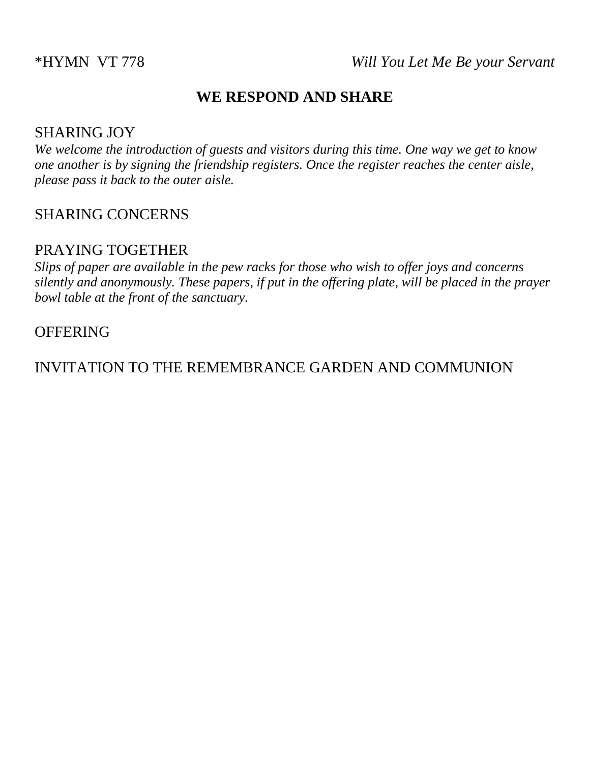*HYMN VT 778 *Will You Let Me Be your Servant*

## WE RESPOND AND SHARE

SHARING JOY

*We welcome the introduction of guests and visitors during this time. One way we get to know one another is by signing the friendship registers. Once the register reaches the center aisle, please pass it back to the outer aisle.*

SHARING CONCERNS

PRAYING TOGETHER

*Slips of paper are available in the pew racks for those who wish to offer joys and concerns silently and anonymously. These papers, if put in the offering plate, will be placed in the prayer bowl table at the front of the sanctuary.*

OFFERING

INVITATION TO THE REMEMBRANCE GARDEN AND COMMUNION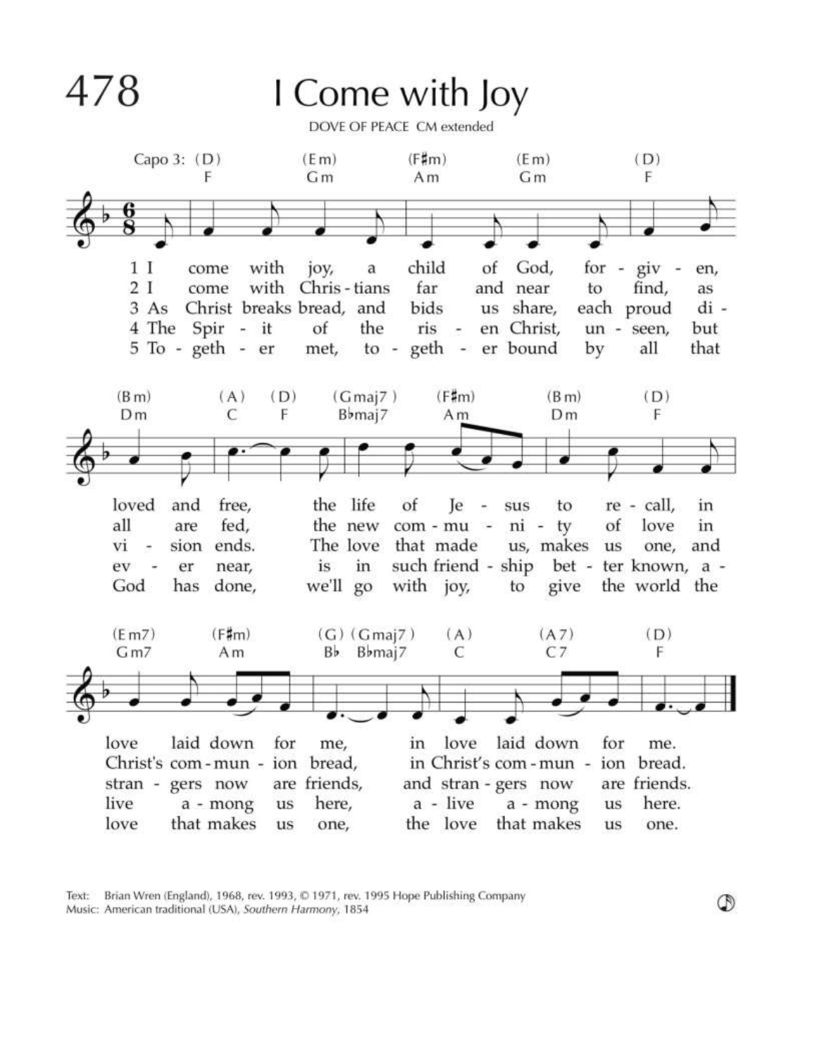# 478 I Come with Joy

DOVE OF PEACE CM extended

Capo 3

1 I come with joy, a child of God, forgiven, loved and free, the life of Jesus to recall, in love laid down for me, in love laid down for me.

2 I come with Christians far and near to find, as all are fed, the new community of love in Christ's communion bread, in Christ's communion bread.

3 As Christ breaks bread, and bids us share, each proud division ends. The love that made us, makes us one, and strangers now are friends, and strangers now are friends.

4 The Spirit of the risen Christ, unseen, but ever near, is in such friendship better known, alive among us here, alive among us here.

5 Together met, together bound by all that God has done, we'll go with joy, to give the world the love that makes us one, the love that makes us one.

Text: Brian Wren (England), 1968, rev. 1993, © 1971, rev. 1995 Hope Publishing Company
Music: American traditional (USA), *Southern Harmony*, 1854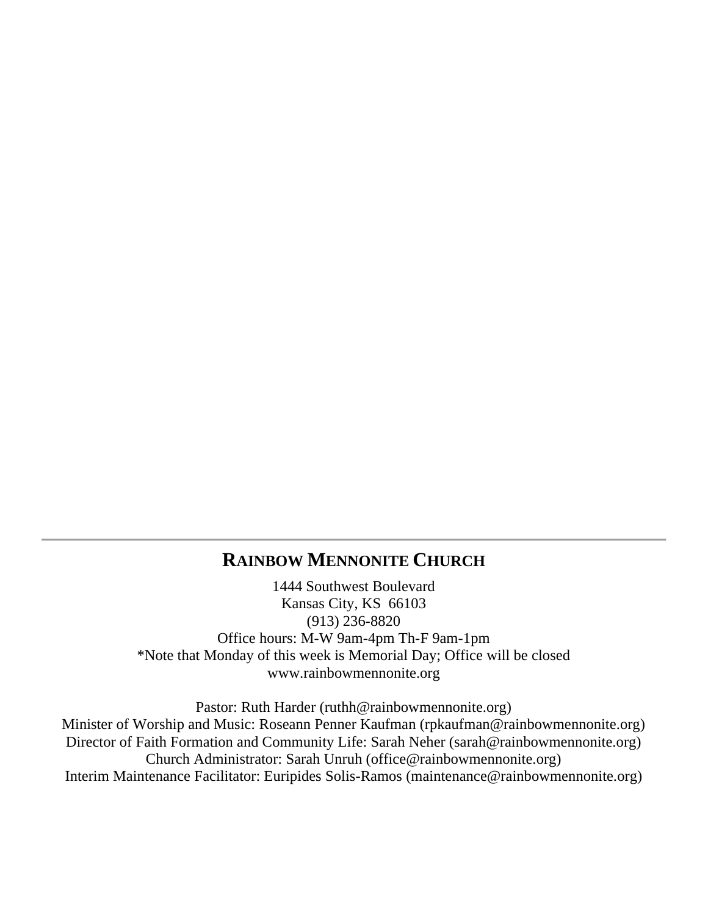---

## RAINBOW MENNONITE CHURCH

1444 Southwest Boulevard
Kansas City, KS  66103
(913) 236-8820
Office hours: M-W 9am-4pm Th-F 9am-1pm
*Note that Monday of this week is Memorial Day; Office will be closed
www.rainbowmennonite.org

Pastor: Ruth Harder (ruthh@rainbowmennonite.org)
Minister of Worship and Music: Roseann Penner Kaufman (rpkaufman@rainbowmennonite.org)
Director of Faith Formation and Community Life: Sarah Neher (sarah@rainbowmennonite.org)
Church Administrator: Sarah Unruh (office@rainbowmennonite.org)
Interim Maintenance Facilitator: Euripides Solis-Ramos (maintenance@rainbowmennonite.org)